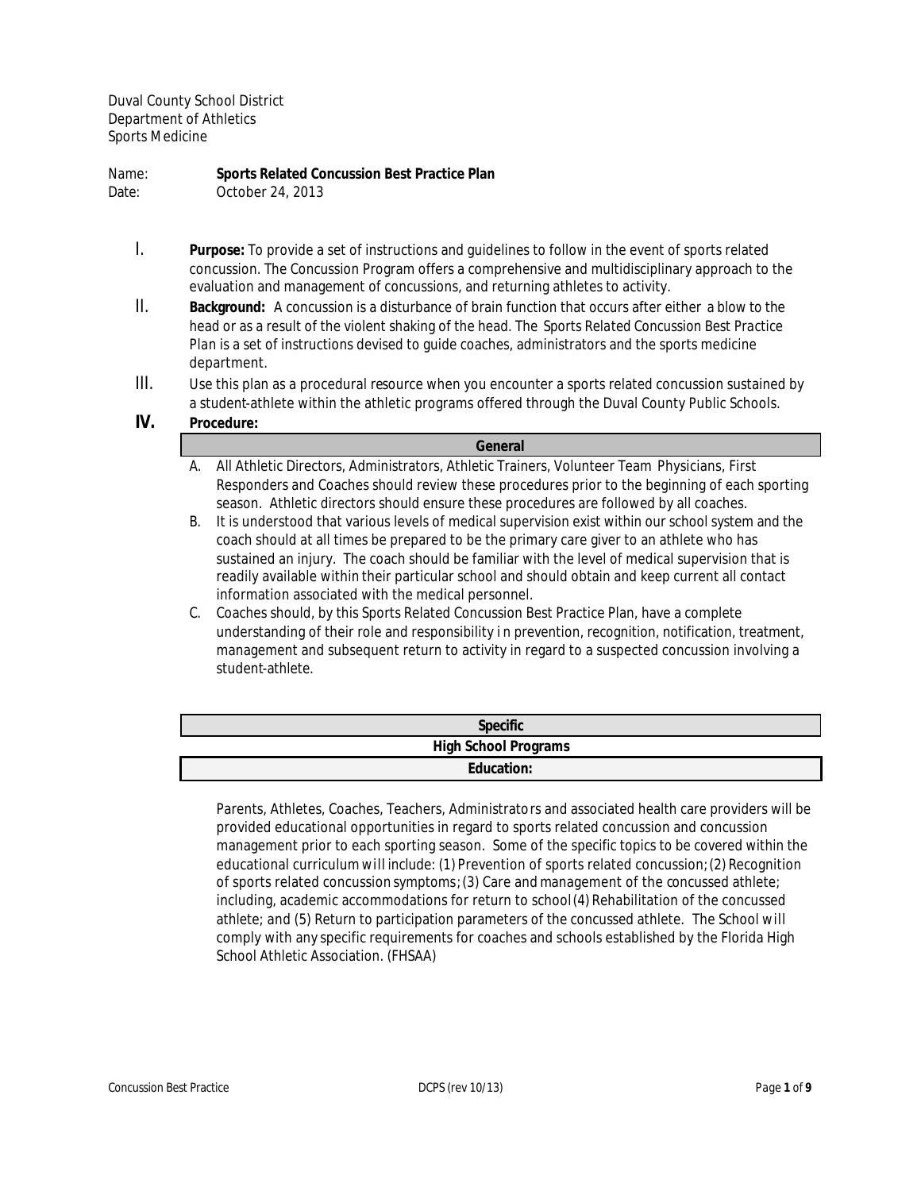Duval County School District
Department of Athletics
Sports Medicine

Name: **Sports Related Concussion Best Practice Plan**
Date: October 24, 2013

I. **Purpose:** To provide a set of instructions and guidelines to follow in the event of sports related concussion. The Concussion Program offers a comprehensive and multidisciplinary approach to the evaluation and management of concussions, and returning athletes to activity.

II. **Background:** A concussion is a disturbance of brain function that occurs after either a blow to the head or as a result of the violent shaking of the head. The Sports Related Concussion Best Practice Plan is a set of instructions devised to guide coaches, administrators and the sports medicine department.

III. Use this plan as a procedural resource when you encounter a sports related concussion sustained by a student-athlete within the athletic programs offered through the Duval County Public Schools.

**IV. Procedure:**

### General

A. All Athletic Directors, Administrators, Athletic Trainers, Volunteer Team Physicians, First Responders and Coaches should review these procedures prior to the beginning of each sporting season. Athletic directors should ensure these procedures are followed by all coaches.

B. It is understood that various levels of medical supervision exist within our school system and the coach should at all times be prepared to be the primary care giver to an athlete who has sustained an injury. The coach should be familiar with the level of medical supervision that is readily available within their particular school and should obtain and keep current all contact information associated with the medical personnel.

C. Coaches should, by this Sports Related Concussion Best Practice Plan, have a complete understanding of their role and responsibility in prevention, recognition, notification, treatment, management and subsequent return to activity in regard to a suspected concussion involving a student-athlete.

### Specific

### High School Programs

### Education:

Parents, Athletes, Coaches, Teachers, Administrators and associated health care providers will be provided educational opportunities in regard to sports related concussion and concussion management prior to each sporting season. Some of the specific topics to be covered within the educational curriculum will include: (1) Prevention of sports related concussion; (2) Recognition of sports related concussion symptoms; (3) Care and management of the concussed athlete; including, academic accommodations for return to school (4) Rehabilitation of the concussed athlete; and (5) Return to participation parameters of the concussed athlete. The School will comply with any specific requirements for coaches and schools established by the Florida High School Athletic Association. (FHSAA)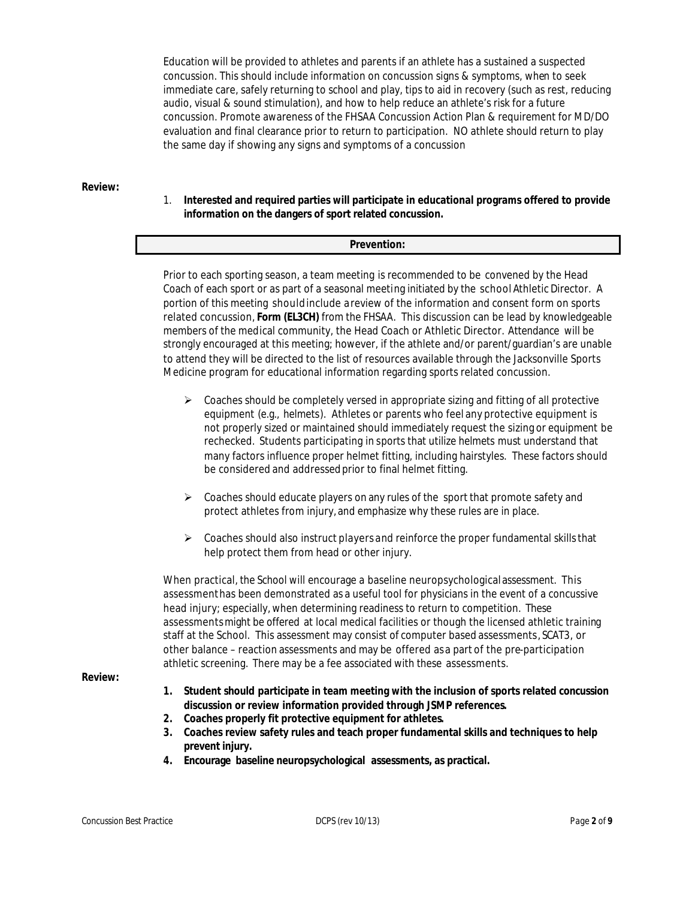Education will be provided to athletes and parents if an athlete has a sustained a suspected concussion. This should include information on concussion signs & symptoms, when to seek immediate care, safely returning to school and play, tips to aid in recovery (such as rest, reducing audio, visual & sound stimulation), and how to help reduce an athlete's risk for a future concussion. Promote awareness of the FHSAA Concussion Action Plan & requirement for MD/DO evaluation and final clearance prior to return to participation. NO athlete should return to play the same day if showing any signs and symptoms of a concussion

**Review:**

1. **Interested and required parties will participate in educational programs offered to provide information on the dangers of sport related concussion.**

## Prevention:

Prior to each sporting season, a team meeting is recommended to be convened by the Head Coach of each sport or as part of a seasonal meeting initiated by the school Athletic Director. A portion of this meeting should include a review of the information and consent form on sports related concussion, **Form (EL3CH)** from the FHSAA. This discussion can be lead by knowledgeable members of the medical community, the Head Coach or Athletic Director. Attendance will be strongly encouraged at this meeting; however, if the athlete and/or parent/guardian's are unable to attend they will be directed to the list of resources available through the Jacksonville Sports Medicine program for educational information regarding sports related concussion.

- Coaches should be completely versed in appropriate sizing and fitting of all protective equipment (e.g., helmets). Athletes or parents who feel any protective equipment is not properly sized or maintained should immediately request the sizing or equipment be rechecked. Students participating in sports that utilize helmets must understand that many factors influence proper helmet fitting, including hairstyles. These factors should be considered and addressed prior to final helmet fitting.
- Coaches should educate players on any rules of the sport that promote safety and protect athletes from injury, and emphasize why these rules are in place.
- Coaches should also instruct players and reinforce the proper fundamental skills that help protect them from head or other injury.

When practical, the School will encourage a baseline neuropsychological assessment. This assessment has been demonstrated as a useful tool for physicians in the event of a concussive head injury; especially, when determining readiness to return to competition. These assessments might be offered at local medical facilities or though the licensed athletic training staff at the School. This assessment may consist of computer based assessments, SCAT3, or other balance – reaction assessments and may be offered as a part of the pre-participation athletic screening. There may be a fee associated with these assessments.

**Review:**

1. **Student should participate in team meeting with the inclusion of sports related concussion discussion or review information provided through JSMP references.**
2. **Coaches properly fit protective equipment for athletes.**
3. **Coaches review safety rules and teach proper fundamental skills and techniques to help prevent injury.**
4. **Encourage baseline neuropsychological assessments, as practical.**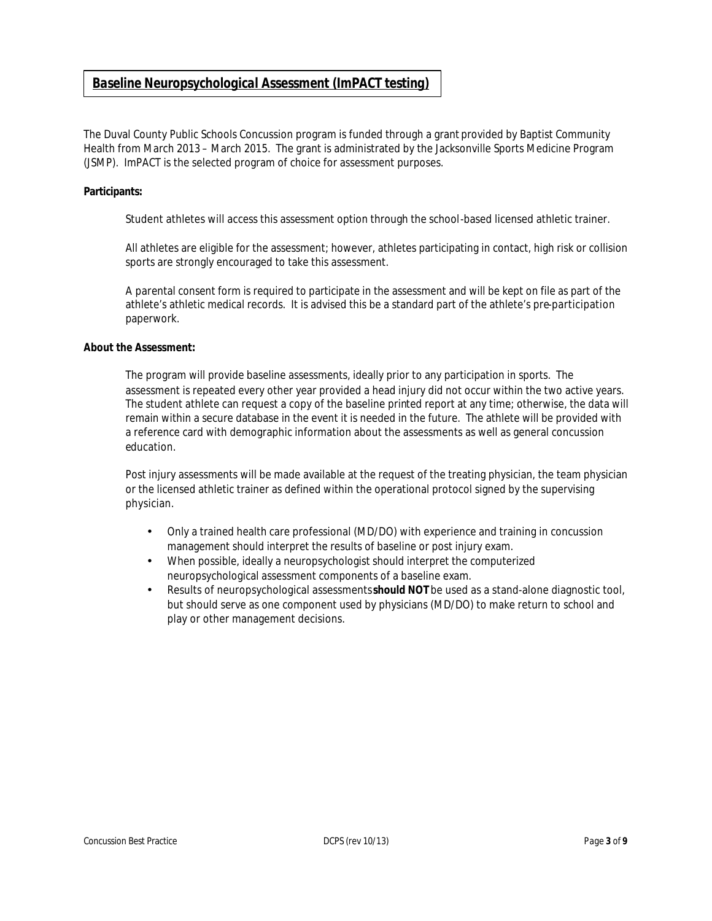## Baseline Neuropsychological Assessment (ImPACT testing)

The Duval County Public Schools Concussion program is funded through a grant provided by Baptist Community Health from March 2013 – March 2015. The grant is administrated by the Jacksonville Sports Medicine Program (JSMP). ImPACT is the selected program of choice for assessment purposes.

**Participants:**

Student athletes will access this assessment option through the school-based licensed athletic trainer.

All athletes are eligible for the assessment; however, athletes participating in contact, high risk or collision sports are strongly encouraged to take this assessment.

A parental consent form is required to participate in the assessment and will be kept on file as part of the athlete's athletic medical records. It is advised this be a standard part of the athlete's pre-participation paperwork.

**About the Assessment:**

The program will provide baseline assessments, ideally prior to any participation in sports. The assessment is repeated every other year provided a head injury did not occur within the two active years. The student athlete can request a copy of the baseline printed report at any time; otherwise, the data will remain within a secure database in the event it is needed in the future. The athlete will be provided with a reference card with demographic information about the assessments as well as general concussion education.

Post injury assessments will be made available at the request of the treating physician, the team physician or the licensed athletic trainer as defined within the operational protocol signed by the supervising physician.

- Only a trained health care professional (MD/DO) with experience and training in concussion management should interpret the results of baseline or post injury exam.
- When possible, ideally a neuropsychologist should interpret the computerized neuropsychological assessment components of a baseline exam.
- Results of neuropsychological assessments **should NOT** be used as a stand-alone diagnostic tool, but should serve as one component used by physicians (MD/DO) to make return to school and play or other management decisions.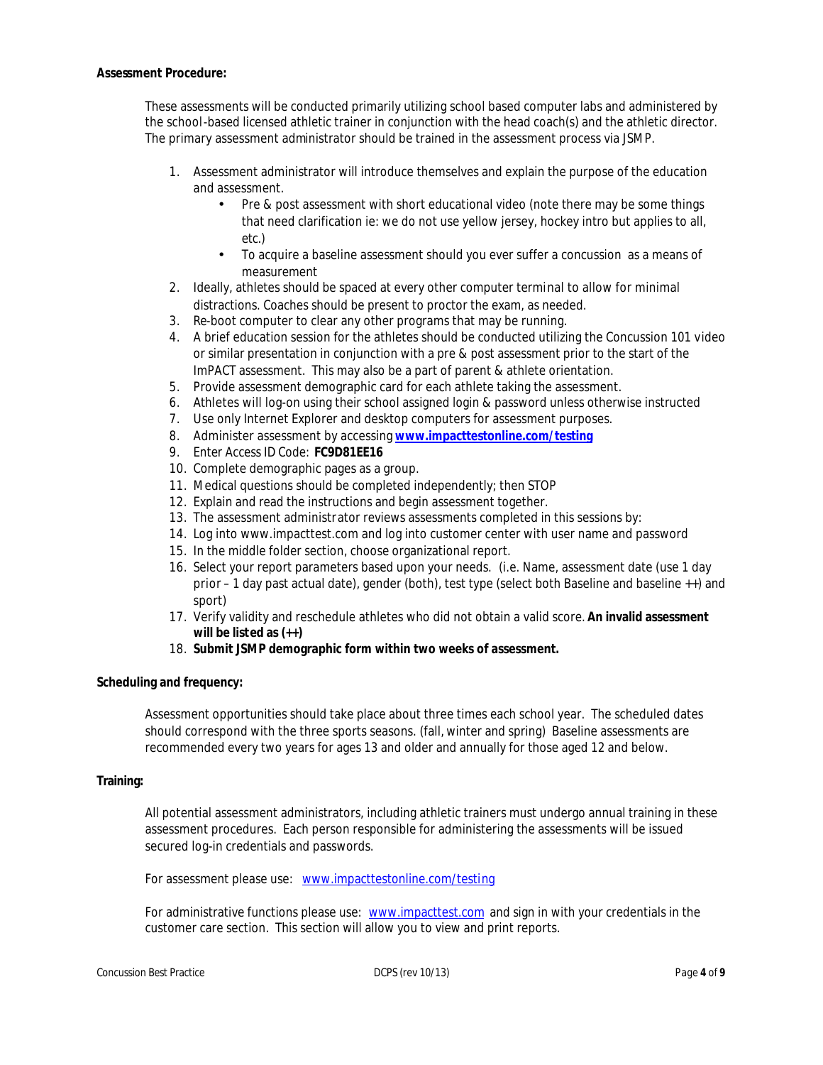**Assessment Procedure:**

These assessments will be conducted primarily utilizing school based computer labs and administered by the school-based licensed athletic trainer in conjunction with the head coach(s) and the athletic director. The primary assessment administrator should be trained in the assessment process via JSMP.

1. Assessment administrator will introduce themselves and explain the purpose of the education and assessment.
    - Pre & post assessment with short educational video (note there may be some things that need clarification ie: we do not use yellow jersey, hockey intro but applies to all, etc.)
    - To acquire a baseline assessment should you ever suffer a concussion as a means of measurement
2. Ideally, athletes should be spaced at every other computer terminal to allow for minimal distractions. Coaches should be present to proctor the exam, as needed.
3. Re-boot computer to clear any other programs that may be running.
4. A brief education session for the athletes should be conducted utilizing the Concussion 101 video or similar presentation in conjunction with a pre & post assessment prior to the start of the ImPACT assessment. This may also be a part of parent & athlete orientation.
5. Provide assessment demographic card for each athlete taking the assessment.
6. Athletes will log-on using their school assigned login & password unless otherwise instructed
7. Use only Internet Explorer and desktop computers for assessment purposes.
8. Administer assessment by accessing **www.impacttestonline.com/testing**
9. Enter Access ID Code: **FC9D81EE16**
10. Complete demographic pages as a group.
11. Medical questions should be completed independently; then STOP
12. Explain and read the instructions and begin assessment together.
13. The assessment administrator reviews assessments completed in this sessions by:
14. Log into www.impacttest.com and log into customer center with user name and password
15. In the middle folder section, choose organizational report.
16. Select your report parameters based upon your needs. (i.e. Name, assessment date (use 1 day prior – 1 day past actual date), gender (both), test type (select both Baseline and baseline ++) and sport)
17. Verify validity and reschedule athletes who did not obtain a valid score. **An invalid assessment will be listed as (++)**
18. **Submit JSMP demographic form within two weeks of assessment.**

**Scheduling and frequency:**

Assessment opportunities should take place about three times each school year. The scheduled dates should correspond with the three sports seasons. (fall, winter and spring) Baseline assessments are recommended every two years for ages 13 and older and annually for those aged 12 and below.

**Training:**

All potential assessment administrators, including athletic trainers must undergo annual training in these assessment procedures. Each person responsible for administering the assessments will be issued secured log-in credentials and passwords.

For assessment please use: www.impacttestonline.com/testing

For administrative functions please use: www.impacttest.com and sign in with your credentials in the customer care section. This section will allow you to view and print reports.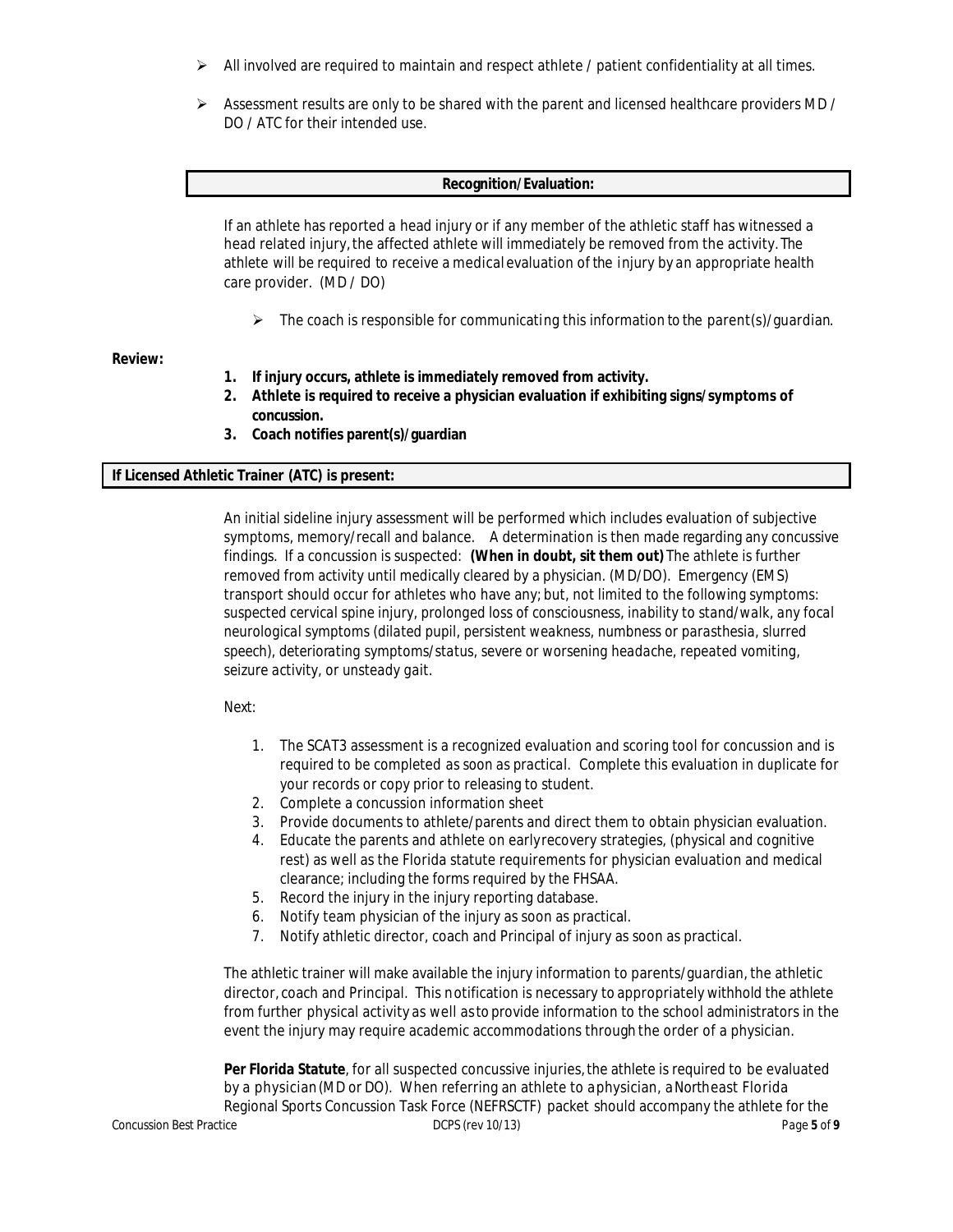- All involved are required to maintain and respect athlete / patient confidentiality at all times.
- Assessment results are only to be shared with the parent and licensed healthcare providers MD / DO / ATC for their intended use.

## Recognition/Evaluation:

If an athlete has reported a head injury or if any member of the athletic staff has witnessed a head related injury, the affected athlete will immediately be removed from the activity. The athlete will be required to receive a medical evaluation of the injury by an appropriate health care provider. (MD / DO)

- The coach is responsible for communicating this information to the parent(s)/guardian.

**Review:**

1. **If injury occurs, athlete is immediately removed from activity.**
2. **Athlete is required to receive a physician evaluation if exhibiting signs/symptoms of concussion.**
3. **Coach notifies parent(s)/guardian**

## If Licensed Athletic Trainer (ATC) is present:

An initial sideline injury assessment will be performed which includes evaluation of subjective symptoms, memory/recall and balance. A determination is then made regarding any concussive findings. If a concussion is suspected: **(When in doubt, sit them out)** The athlete is further removed from activity until medically cleared by a physician. (MD/DO). Emergency (EMS) transport should occur for athletes who have any; but, not limited to the following symptoms: suspected cervical spine injury, prolonged loss of consciousness, inability to stand/walk, any focal neurological symptoms (dilated pupil, persistent weakness, numbness or parasthesia, slurred speech), deteriorating symptoms/status, severe or worsening headache, repeated vomiting, seizure activity, or unsteady gait.

Next:

1. The SCAT3 assessment is a recognized evaluation and scoring tool for concussion and is required to be completed as soon as practical. Complete this evaluation in duplicate for your records or copy prior to releasing to student.
2. Complete a concussion information sheet
3. Provide documents to athlete/parents and direct them to obtain physician evaluation.
4. Educate the parents and athlete on early recovery strategies, (physical and cognitive rest) as well as the Florida statute requirements for physician evaluation and medical clearance; including the forms required by the FHSAA.
5. Record the injury in the injury reporting database.
6. Notify team physician of the injury as soon as practical.
7. Notify athletic director, coach and Principal of injury as soon as practical.

The athletic trainer will make available the injury information to parents/guardian, the athletic director, coach and Principal. This notification is necessary to appropriately withhold the athlete from further physical activity as well as to provide information to the school administrators in the event the injury may require academic accommodations through the order of a physician.

**Per Florida Statute**, for all suspected concussive injuries, the athlete is required to be evaluated by a physician (MD or DO). When referring an athlete to a physician, a Northeast Florida Regional Sports Concussion Task Force (NEFRSCTF) packet should accompany the athlete for the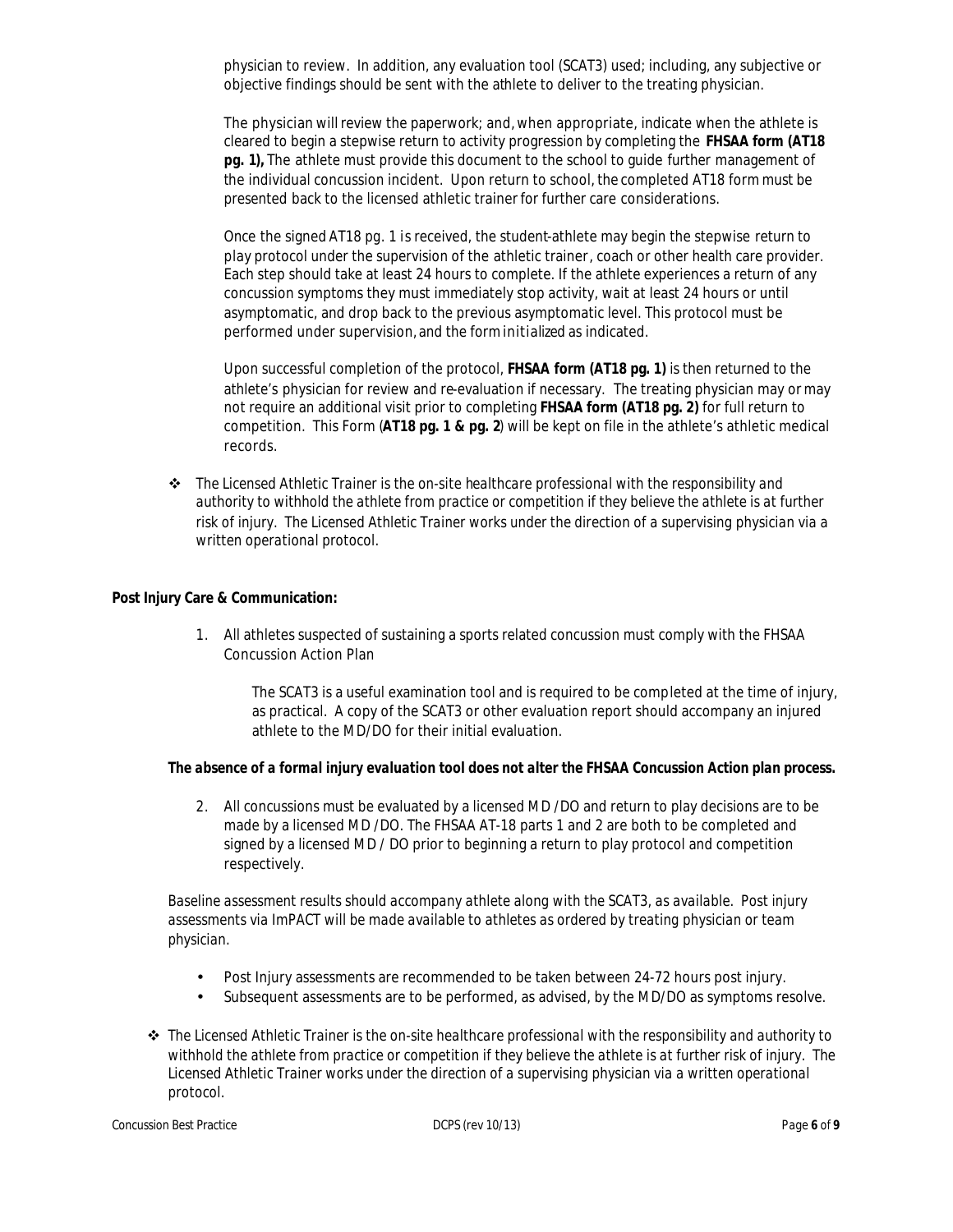physician to review. In addition, any evaluation tool (SCAT3) used; including, any subjective or objective findings should be sent with the athlete to deliver to the treating physician.

The physician will review the paperwork; and, when appropriate, indicate when the athlete is cleared to begin a stepwise return to activity progression by completing the **FHSAA form (AT18 pg. 1),** The athlete must provide this document to the school to guide further management of the individual concussion incident. Upon return to school, the completed AT18 form must be presented back to the licensed athletic trainer for further care considerations.

Once the signed AT18 pg. 1 is received, the student-athlete may begin the stepwise return to play protocol under the supervision of the athletic trainer, coach or other health care provider. Each step should take at least 24 hours to complete. If the athlete experiences a return of any concussion symptoms they must immediately stop activity, wait at least 24 hours or until asymptomatic, and drop back to the previous asymptomatic level. This protocol must be performed under supervision, and the form *initialized* as indicated.

Upon successful completion of the protocol, **FHSAA form (AT18 pg. 1)** is then returned to the athlete's physician for review and re-evaluation if necessary. The treating physician may or may not require an additional visit prior to completing **FHSAA form (AT18 pg. 2)** for full return to competition. This Form (**AT18 pg. 1 & pg. 2**) will be kept on file in the athlete's athletic medical records.

- *The Licensed Athletic Trainer is the on-site healthcare professional with the responsibility and authority to withhold the athlete from practice or competition if they believe the athlete is at further risk of injury. The Licensed Athletic Trainer works under the direction of a supervising physician via a written operational protocol.*

**Post Injury Care & Communication:**

1. All athletes suspected of sustaining a sports related concussion must comply with the FHSAA Concussion Action Plan

   The SCAT3 is a useful examination tool and is required to be completed at the time of injury, as practical. A copy of the SCAT3 or other evaluation report should accompany an injured athlete to the MD/DO for their initial evaluation.

***The absence of a formal injury evaluation tool does not alter the FHSAA Concussion Action plan process.***

2. All concussions must be evaluated by a licensed MD /DO and return to play decisions are to be made by a licensed MD /DO. The FHSAA AT-18 parts 1 and 2 are both to be completed and signed by a licensed MD / DO prior to beginning a return to play protocol and competition respectively.

*Baseline assessment results should accompany athlete along with the SCAT3, as available. Post injury assessments via ImPACT will be made available to athletes as ordered by treating physician or team physician.*

- Post Injury assessments are recommended to be taken between 24-72 hours post injury.
- Subsequent assessments are to be performed, as advised, by the MD/DO as symptoms resolve.

- *The Licensed Athletic Trainer is the on-site healthcare professional with the responsibility and authority to withhold the athlete from practice or competition if they believe the athlete is at further risk of injury. The Licensed Athletic Trainer works under the direction of a supervising physician via a written operational protocol.*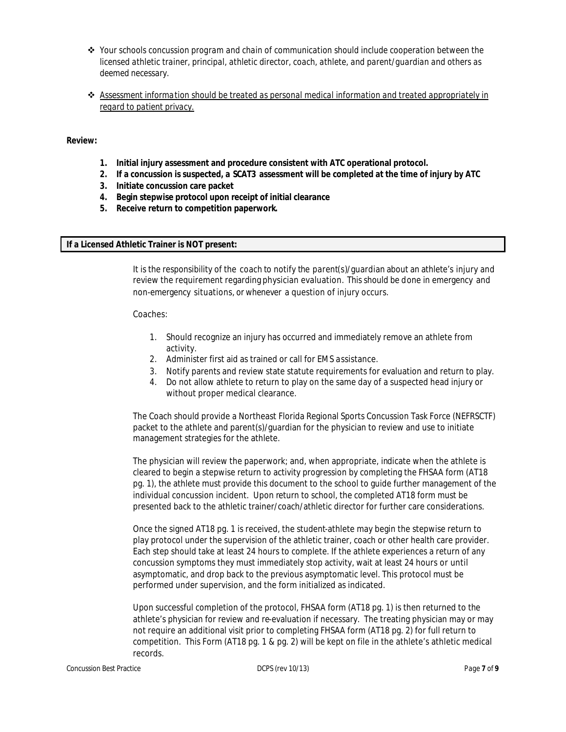- Your schools concussion program and chain of communication should include cooperation between the licensed athletic trainer, principal, athletic director, coach, athlete, and parent/guardian and others as deemed necessary.

- <u>Assessment information should be treated as personal medical information and treated appropriately in regard to patient privacy.</u>

**Review:**

1. **Initial injury assessment and procedure consistent with ATC operational protocol.**
2. **If a concussion is suspected, a SCAT3 assessment will be completed at the time of injury by ATC**
3. **Initiate concussion care packet**
4. **Begin stepwise protocol upon receipt of initial clearance**
5. **Receive return to competition paperwork.**

**If a Licensed Athletic Trainer is NOT present:**

It is the responsibility of the coach to notify the parent(s)/guardian about an athlete's injury and review the requirement regarding physician evaluation. This should be done in emergency and non-emergency situations, or whenever a question of injury occurs.

Coaches:

1. Should recognize an injury has occurred and immediately remove an athlete from activity.
2. Administer first aid as trained or call for EMS assistance.
3. Notify parents and review state statute requirements for evaluation and return to play.
4. Do not allow athlete to return to play on the same day of a suspected head injury or without proper medical clearance.

The Coach should provide a Northeast Florida Regional Sports Concussion Task Force (NEFRSCTF) packet to the athlete and parent(s)/guardian for the physician to review and use to initiate management strategies for the athlete.

The physician will review the paperwork; and, when appropriate, indicate when the athlete is cleared to begin a stepwise return to activity progression by completing the FHSAA form (AT18 pg. 1), the athlete must provide this document to the school to guide further management of the individual concussion incident. Upon return to school, the completed AT18 form must be presented back to the athletic trainer/coach/athletic director for further care considerations.

Once the signed AT18 pg. 1 is received, the student-athlete may begin the stepwise return to play protocol under the supervision of the athletic trainer, coach or other health care provider. Each step should take at least 24 hours to complete. If the athlete experiences a return of any concussion symptoms they must immediately stop activity, wait at least 24 hours or until asymptomatic, and drop back to the previous asymptomatic level. This protocol must be performed under supervision, and the form initialized as indicated.

Upon successful completion of the protocol, FHSAA form (AT18 pg. 1) is then returned to the athlete's physician for review and re-evaluation if necessary. The treating physician may or may not require an additional visit prior to completing FHSAA form (AT18 pg. 2) for full return to competition. This Form (AT18 pg. 1 & pg. 2) will be kept on file in the athlete's athletic medical records.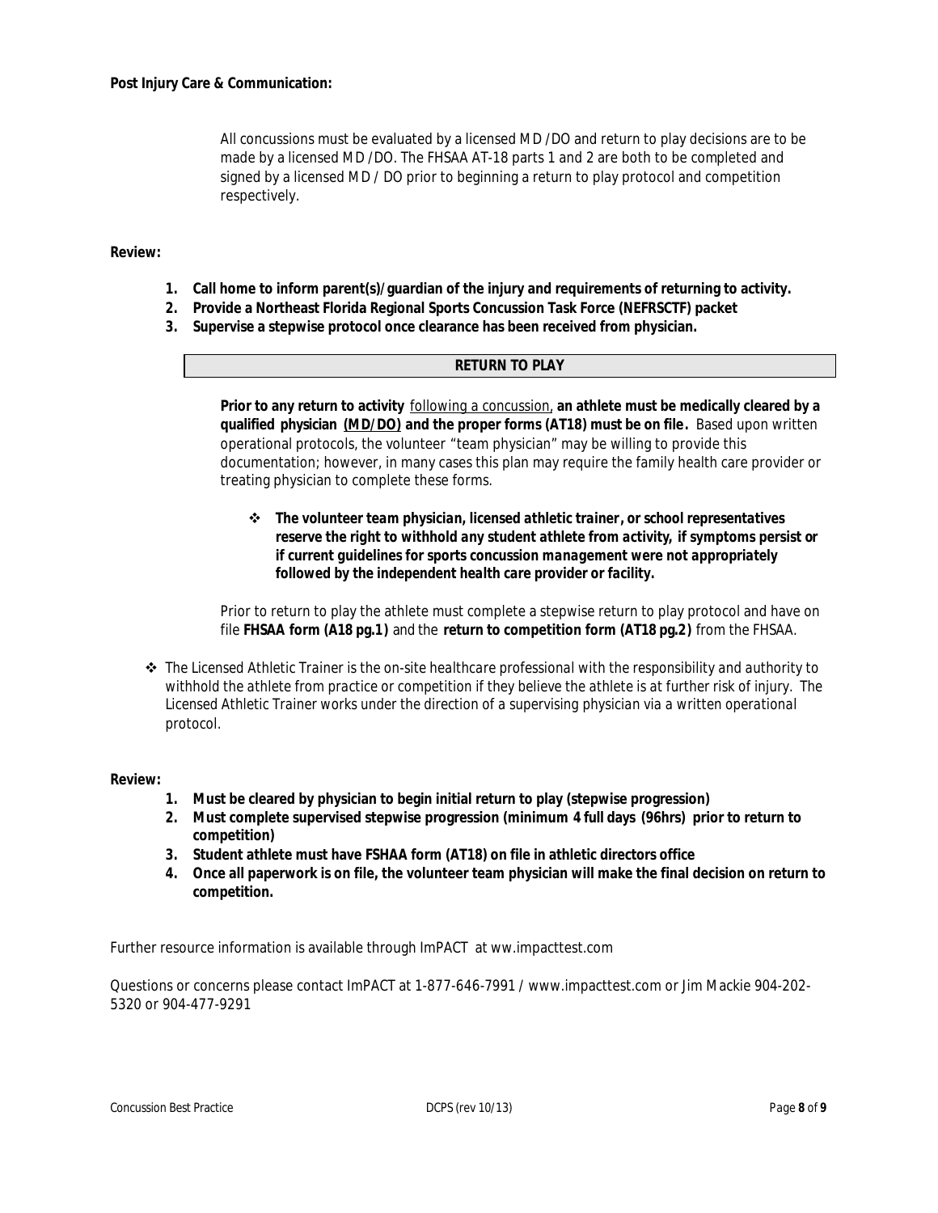**Post Injury Care & Communication:**

All concussions must be evaluated by a licensed MD /DO and return to play decisions are to be made by a licensed MD /DO. The FHSAA AT-18 parts 1 and 2 are both to be completed and signed by a licensed MD / DO prior to beginning a return to play protocol and competition respectively.

**Review:**

1. **Call home to inform parent(s)/guardian of the injury and requirements of returning to activity.**
2. **Provide a Northeast Florida Regional Sports Concussion Task Force (NEFRSCTF) packet**
3. **Supervise a stepwise protocol once clearance has been received from physician.**

## RETURN TO PLAY

**Prior to any return to activity** following a concussion, **an athlete must be medically cleared by a qualified physician (MD/DO) and the proper forms (AT18) must be on file.** Based upon written operational protocols, the volunteer "team physician" may be willing to provide this documentation; however, in many cases this plan may require the family health care provider or treating physician to complete these forms.

- ***The volunteer team physician, licensed athletic trainer, or school representatives reserve the right to withhold any student athlete from activity, if symptoms persist or if current guidelines for sports concussion management were not appropriately followed by the independent health care provider or facility.***

Prior to return to play the athlete must complete a stepwise return to play protocol and have on file **FHSAA form (A18 pg.1)** and the **return to competition form (AT18 pg.2)** from the FHSAA.

- *The Licensed Athletic Trainer is the on-site healthcare professional with the responsibility and authority to withhold the athlete from practice or competition if they believe the athlete is at further risk of injury. The Licensed Athletic Trainer works under the direction of a supervising physician via a written operational protocol.*

**Review:**

1. **Must be cleared by physician to begin initial return to play (stepwise progression)**
2. **Must complete supervised stepwise progression (minimum 4 full days (96hrs) prior to return to competition)**
3. **Student athlete must have FSHAA form (AT18) on file in athletic directors office**
4. **Once all paperwork is on file, the volunteer team physician will make the final decision on return to competition.**

Further resource information is available through ImPACT at ww.impacttest.com

Questions or concerns please contact ImPACT at 1-877-646-7991 / www.impacttest.com or Jim Mackie 904-202-5320 or 904-477-9291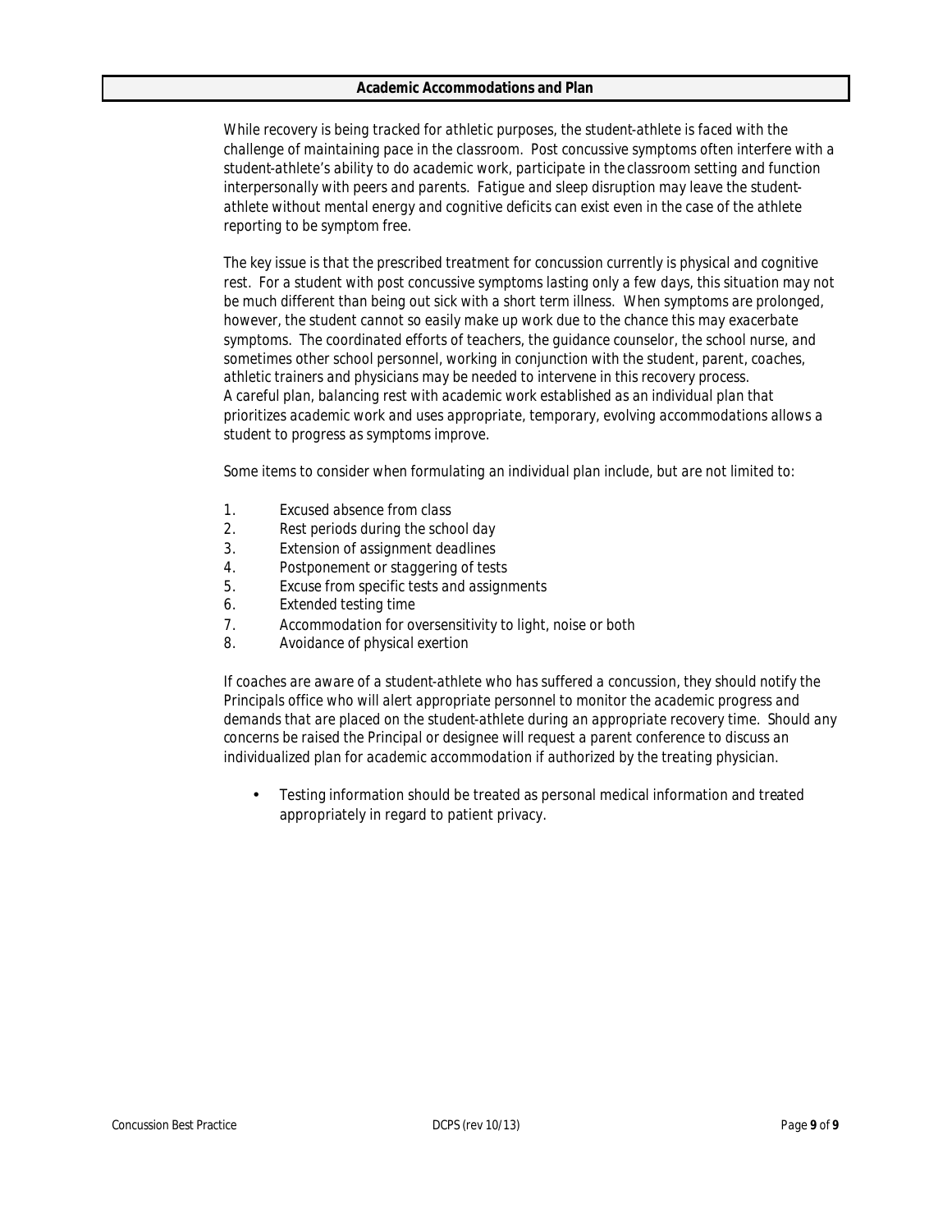## Academic Accommodations and Plan

While recovery is being tracked for athletic purposes, the student-athlete is faced with the challenge of maintaining pace in the classroom. Post concussive symptoms often interfere with a student-athlete's ability to do academic work, participate in the classroom setting and function interpersonally with peers and parents. Fatigue and sleep disruption may leave the student-athlete without mental energy and cognitive deficits can exist even in the case of the athlete reporting to be symptom free.

The key issue is that the prescribed treatment for concussion currently is physical and cognitive rest. For a student with post concussive symptoms lasting only a few days, this situation may not be much different than being out sick with a short term illness. When symptoms are prolonged, however, the student cannot so easily make up work due to the chance this may exacerbate symptoms. The coordinated efforts of teachers, the guidance counselor, the school nurse, and sometimes other school personnel, working in conjunction with the student, parent, coaches, athletic trainers and physicians may be needed to intervene in this recovery process. A careful plan, balancing rest with academic work established as an individual plan that prioritizes academic work and uses appropriate, temporary, evolving accommodations allows a student to progress as symptoms improve.

Some items to consider when formulating an individual plan include, but are not limited to:

1. Excused absence from class
2. Rest periods during the school day
3. Extension of assignment deadlines
4. Postponement or staggering of tests
5. Excuse from specific tests and assignments
6. Extended testing time
7. Accommodation for oversensitivity to light, noise or both
8. Avoidance of physical exertion

If coaches are aware of a student-athlete who has suffered a concussion, they should notify the Principals office who will alert appropriate personnel to monitor the academic progress and demands that are placed on the student-athlete during an appropriate recovery time. Should any concerns be raised the Principal or designee will request a parent conference to discuss an individualized plan for academic accommodation if authorized by the treating physician.

- Testing information should be treated as personal medical information and treated appropriately in regard to patient privacy.